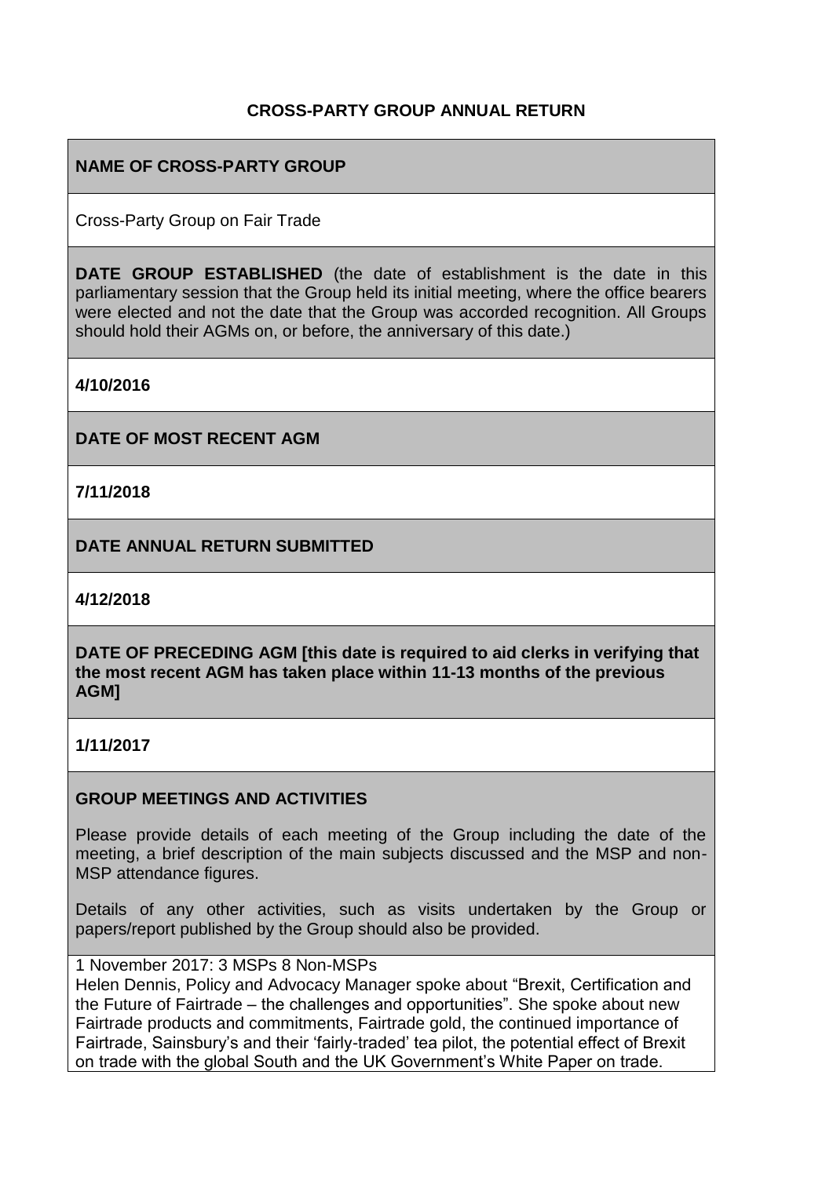# CROSS-PARTY GROUP ANNUAL RETURN

**NAME OF CROSS-PARTY GROUP**

Cross-Party Group on Fair Trade

**DATE GROUP ESTABLISHED** (the date of establishment is the date in this parliamentary session that the Group held its initial meeting, where the office bearers were elected and not the date that the Group was accorded recognition. All Groups should hold their AGMs on, or before, the anniversary of this date.)

**4/10/2016**

**DATE OF MOST RECENT AGM**

**7/11/2018**

**DATE ANNUAL RETURN SUBMITTED**

**4/12/2018**

**DATE OF PRECEDING AGM [this date is required to aid clerks in verifying that the most recent AGM has taken place within 11-13 months of the previous AGM]**

**1/11/2017**

**GROUP MEETINGS AND ACTIVITIES**

Please provide details of each meeting of the Group including the date of the meeting, a brief description of the main subjects discussed and the MSP and non-MSP attendance figures.

Details of any other activities, such as visits undertaken by the Group or papers/report published by the Group should also be provided.

1 November 2017: 3 MSPs 8 Non-MSPs
Helen Dennis, Policy and Advocacy Manager spoke about "Brexit, Certification and the Future of Fairtrade – the challenges and opportunities". She spoke about new Fairtrade products and commitments, Fairtrade gold, the continued importance of Fairtrade, Sainsbury's and their 'fairly-traded' tea pilot, the potential effect of Brexit on trade with the global South and the UK Government's White Paper on trade.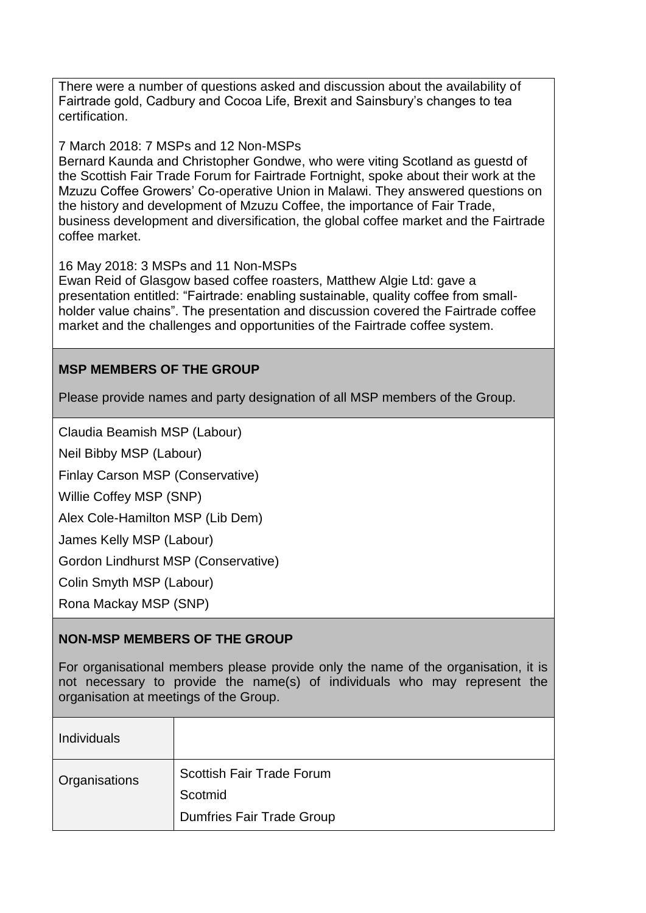There were a number of questions asked and discussion about the availability of Fairtrade gold, Cadbury and Cocoa Life, Brexit and Sainsbury's changes to tea certification.

7 March 2018: 7 MSPs and 12 Non-MSPs
Bernard Kaunda and Christopher Gondwe, who were viting Scotland as guestd of the Scottish Fair Trade Forum for Fairtrade Fortnight, spoke about their work at the Mzuzu Coffee Growers' Co-operative Union in Malawi. They answered questions on the history and development of Mzuzu Coffee, the importance of Fair Trade, business development and diversification, the global coffee market and the Fairtrade coffee market.

16 May 2018: 3 MSPs and 11 Non-MSPs
Ewan Reid of Glasgow based coffee roasters, Matthew Algie Ltd: gave a presentation entitled: "Fairtrade: enabling sustainable, quality coffee from small-holder value chains". The presentation and discussion covered the Fairtrade coffee market and the challenges and opportunities of the Fairtrade coffee system.

**MSP MEMBERS OF THE GROUP**

Please provide names and party designation of all MSP members of the Group.

Claudia Beamish MSP (Labour)

Neil Bibby MSP (Labour)

Finlay Carson MSP (Conservative)

Willie Coffey MSP (SNP)

Alex Cole-Hamilton MSP (Lib Dem)

James Kelly MSP (Labour)

Gordon Lindhurst MSP (Conservative)

Colin Smyth MSP (Labour)

Rona Mackay MSP (SNP)

**NON-MSP MEMBERS OF THE GROUP**

For organisational members please provide only the name of the organisation, it is not necessary to provide the name(s) of individuals who may represent the organisation at meetings of the Group.

| Individuals | |
|---|---|
| Organisations | Scottish Fair Trade Forum<br>Scotmid<br>Dumfries Fair Trade Group |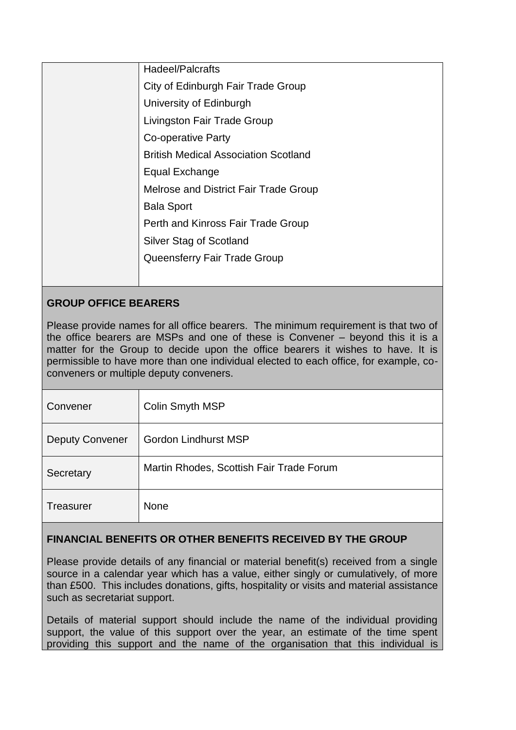| | |
|---|---|
| | Hadeel/Palcrafts<br>City of Edinburgh Fair Trade Group<br>University of Edinburgh<br>Livingston Fair Trade Group<br>Co-operative Party<br>British Medical Association Scotland<br>Equal Exchange<br>Melrose and District Fair Trade Group<br>Bala Sport<br>Perth and Kinross Fair Trade Group<br>Silver Stag of Scotland<br>Queensferry Fair Trade Group |

## GROUP OFFICE BEARERS

Please provide names for all office bearers. The minimum requirement is that two of the office bearers are MSPs and one of these is Convener – beyond this it is a matter for the Group to decide upon the office bearers it wishes to have. It is permissible to have more than one individual elected to each office, for example, co-conveners or multiple deputy conveners.

| | |
|---|---|
| Convener | Colin Smyth MSP |
| Deputy Convener | Gordon Lindhurst MSP |
| Secretary | Martin Rhodes, Scottish Fair Trade Forum |
| Treasurer | None |

## FINANCIAL BENEFITS OR OTHER BENEFITS RECEIVED BY THE GROUP

Please provide details of any financial or material benefit(s) received from a single source in a calendar year which has a value, either singly or cumulatively, of more than £500. This includes donations, gifts, hospitality or visits and material assistance such as secretariat support.

Details of material support should include the name of the individual providing support, the value of this support over the year, an estimate of the time spent providing this support and the name of the organisation that this individual is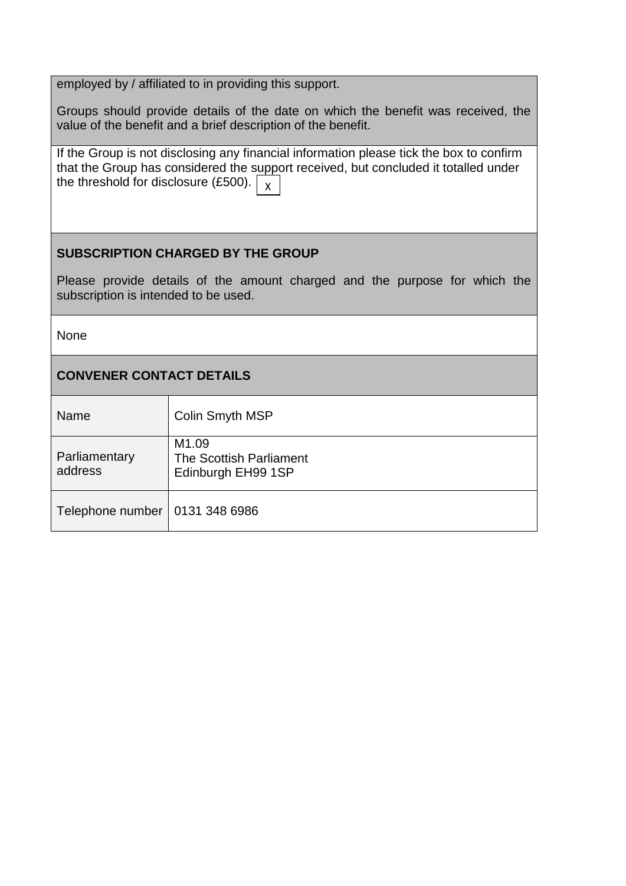employed by / affiliated to in providing this support.

Groups should provide details of the date on which the benefit was received, the value of the benefit and a brief description of the benefit.

If the Group is not disclosing any financial information please tick the box to confirm that the Group has considered the support received, but concluded it totalled under the threshold for disclosure (£500). [x]

**SUBSCRIPTION CHARGED BY THE GROUP**

Please provide details of the amount charged and the purpose for which the subscription is intended to be used.

None

**CONVENER CONTACT DETAILS**

| | |
|---|---|
| Name | Colin Smyth MSP |
| Parliamentary address | M1.09<br>The Scottish Parliament<br>Edinburgh EH99 1SP |
| Telephone number | 0131 348 6986 |